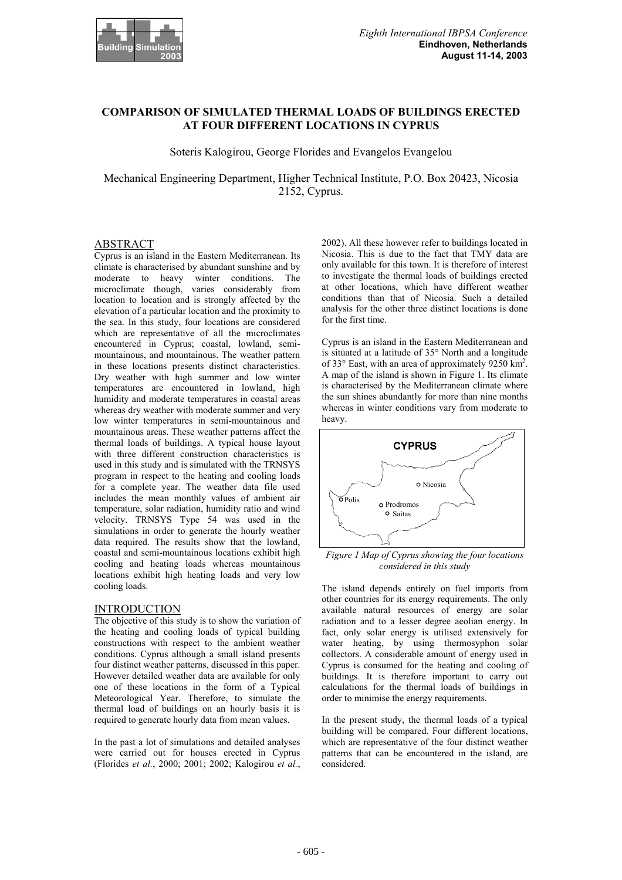# COMPARISON OF SIMULATED THERMAL LOADS OF BUILDINGS ERECTED AT FOUR DIFFERENT LOCATIONS IN CYPRUS

Soteris Kalogirou, George Florides and Evangelos Evangelou

Mechanical Engineering Department, Higher Technical Institute, P.O. Box 20423, Nicosia 2152, Cyprus.

## ABSTRACT

Cyprus is an island in the Eastern Mediterranean. Its climate is characterised by abundant sunshine and by moderate to heavy winter conditions. The microclimate though, varies considerably from location to location and is strongly affected by the elevation of a particular location and the proximity to the sea. In this study, four locations are considered which are representative of all the microclimates encountered in Cyprus; coastal, lowland, semi-mountainous, and mountainous. The weather pattern in these locations presents distinct characteristics. Dry weather with high summer and low winter temperatures are encountered in lowland, high humidity and moderate temperatures in coastal areas whereas dry weather with moderate summer and very low winter temperatures in semi-mountainous and mountainous areas. These weather patterns affect the thermal loads of buildings. A typical house layout with three different construction characteristics is used in this study and is simulated with the TRNSYS program in respect to the heating and cooling loads for a complete year. The weather data file used includes the mean monthly values of ambient air temperature, solar radiation, humidity ratio and wind velocity. TRNSYS Type 54 was used in the simulations in order to generate the hourly weather data required. The results show that the lowland, coastal and semi-mountainous locations exhibit high cooling and heating loads whereas mountainous locations exhibit high heating loads and very low cooling loads.

## INTRODUCTION

The objective of this study is to show the variation of the heating and cooling loads of typical building constructions with respect to the ambient weather conditions. Cyprus although a small island presents four distinct weather patterns, discussed in this paper. However detailed weather data are available for only one of these locations in the form of a Typical Meteorological Year. Therefore, to simulate the thermal load of buildings on an hourly basis it is required to generate hourly data from mean values.

In the past a lot of simulations and detailed analyses were carried out for houses erected in Cyprus (Florides *et al.*, 2000; 2001; 2002; Kalogirou *et al.*, 2002). All these however refer to buildings located in Nicosia. This is due to the fact that TMY data are only available for this town. It is therefore of interest to investigate the thermal loads of buildings erected at other locations, which have different weather conditions than that of Nicosia. Such a detailed analysis for the other three distinct locations is done for the first time.

Cyprus is an island in the Eastern Mediterranean and is situated at a latitude of 35° North and a longitude of 33° East, with an area of approximately 9250 km$^2$. A map of the island is shown in Figure 1. Its climate is characterised by the Mediterranean climate where the sun shines abundantly for more than nine months whereas in winter conditions vary from moderate to heavy.

*Figure 1 Map of Cyprus showing the four locations considered in this study*

The island depends entirely on fuel imports from other countries for its energy requirements. The only available natural resources of energy are solar radiation and to a lesser degree aeolian energy. In fact, only solar energy is utilised extensively for water heating, by using thermosyphon solar collectors. A considerable amount of energy used in Cyprus is consumed for the heating and cooling of buildings. It is therefore important to carry out calculations for the thermal loads of buildings in order to minimise the energy requirements.

In the present study, the thermal loads of a typical building will be compared. Four different locations, which are representative of the four distinct weather patterns that can be encountered in the island, are considered.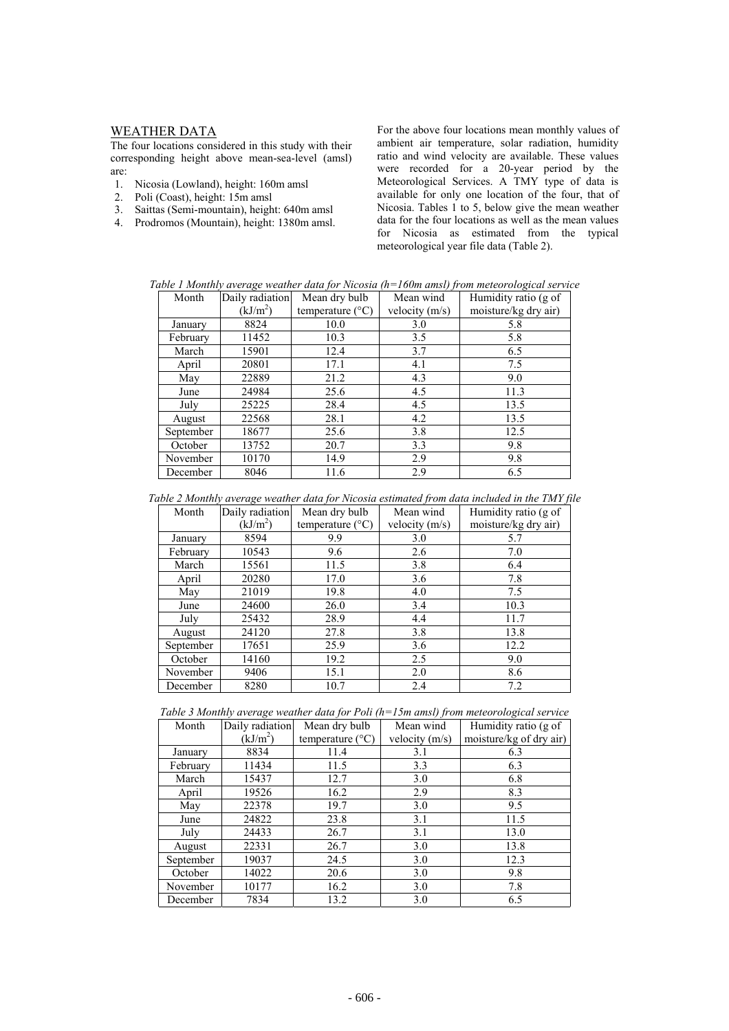## WEATHER DATA

The four locations considered in this study with their corresponding height above mean-sea-level (amsl) are:

1. Nicosia (Lowland), height: 160m amsl
2. Poli (Coast), height: 15m amsl
3. Saittas (Semi-mountain), height: 640m amsl
4. Prodromos (Mountain), height: 1380m amsl.

For the above four locations mean monthly values of ambient air temperature, solar radiation, humidity ratio and wind velocity are available. These values were recorded for a 20-year period by the Meteorological Services. A TMY type of data is available for only one location of the four, that of Nicosia. Tables 1 to 5, below give the mean weather data for the four locations as well as the mean values for Nicosia as estimated from the typical meteorological year file data (Table 2).

*Table 1 Monthly average weather data for Nicosia (h=160m amsl) from meteorological service*

| Month | Daily radiation ($kJ/m^2$) | Mean dry bulb temperature (°C) | Mean wind velocity (m/s) | Humidity ratio (g of moisture/kg dry air) |
|---|---|---|---|---|
| January | 8824 | 10.0 | 3.0 | 5.8 |
| February | 11452 | 10.3 | 3.5 | 5.8 |
| March | 15901 | 12.4 | 3.7 | 6.5 |
| April | 20801 | 17.1 | 4.1 | 7.5 |
| May | 22889 | 21.2 | 4.3 | 9.0 |
| June | 24984 | 25.6 | 4.5 | 11.3 |
| July | 25225 | 28.4 | 4.5 | 13.5 |
| August | 22568 | 28.1 | 4.2 | 13.5 |
| September | 18677 | 25.6 | 3.8 | 12.5 |
| October | 13752 | 20.7 | 3.3 | 9.8 |
| November | 10170 | 14.9 | 2.9 | 9.8 |
| December | 8046 | 11.6 | 2.9 | 6.5 |

*Table 2 Monthly average weather data for Nicosia estimated from data included in the TMY file*

| Month | Daily radiation ($kJ/m^2$) | Mean dry bulb temperature (°C) | Mean wind velocity (m/s) | Humidity ratio (g of moisture/kg dry air) |
|---|---|---|---|---|
| January | 8594 | 9.9 | 3.0 | 5.7 |
| February | 10543 | 9.6 | 2.6 | 7.0 |
| March | 15561 | 11.5 | 3.8 | 6.4 |
| April | 20280 | 17.0 | 3.6 | 7.8 |
| May | 21019 | 19.8 | 4.0 | 7.5 |
| June | 24600 | 26.0 | 3.4 | 10.3 |
| July | 25432 | 28.9 | 4.4 | 11.7 |
| August | 24120 | 27.8 | 3.8 | 13.8 |
| September | 17651 | 25.9 | 3.6 | 12.2 |
| October | 14160 | 19.2 | 2.5 | 9.0 |
| November | 9406 | 15.1 | 2.0 | 8.6 |
| December | 8280 | 10.7 | 2.4 | 7.2 |

*Table 3 Monthly average weather data for Poli (h=15m amsl) from meteorological service*

| Month | Daily radiation ($kJ/m^2$) | Mean dry bulb temperature (°C) | Mean wind velocity (m/s) | Humidity ratio (g of moisture/kg of dry air) |
|---|---|---|---|---|
| January | 8834 | 11.4 | 3.1 | 6.3 |
| February | 11434 | 11.5 | 3.3 | 6.3 |
| March | 15437 | 12.7 | 3.0 | 6.8 |
| April | 19526 | 16.2 | 2.9 | 8.3 |
| May | 22378 | 19.7 | 3.0 | 9.5 |
| June | 24822 | 23.8 | 3.1 | 11.5 |
| July | 24433 | 26.7 | 3.1 | 13.0 |
| August | 22331 | 26.7 | 3.0 | 13.8 |
| September | 19037 | 24.5 | 3.0 | 12.3 |
| October | 14022 | 20.6 | 3.0 | 9.8 |
| November | 10177 | 16.2 | 3.0 | 7.8 |
| December | 7834 | 13.2 | 3.0 | 6.5 |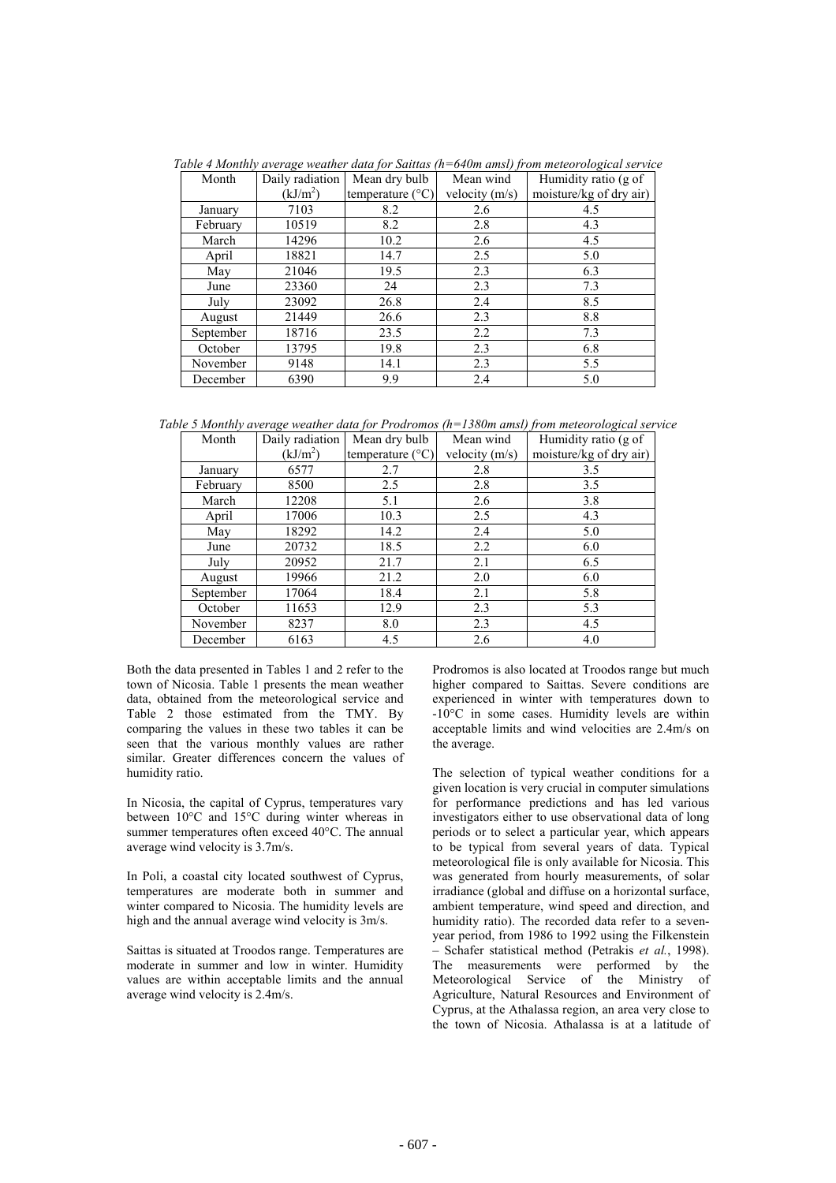*Table 4 Monthly average weather data for Saittas (h=640m amsl) from meteorological service*

| Month | Daily radiation ($kJ/m^2$) | Mean dry bulb temperature (°C) | Mean wind velocity (m/s) | Humidity ratio (g of moisture/kg of dry air) |
|---|---|---|---|---|
| January | 7103 | 8.2 | 2.6 | 4.5 |
| February | 10519 | 8.2 | 2.8 | 4.3 |
| March | 14296 | 10.2 | 2.6 | 4.5 |
| April | 18821 | 14.7 | 2.5 | 5.0 |
| May | 21046 | 19.5 | 2.3 | 6.3 |
| June | 23360 | 24 | 2.3 | 7.3 |
| July | 23092 | 26.8 | 2.4 | 8.5 |
| August | 21449 | 26.6 | 2.3 | 8.8 |
| September | 18716 | 23.5 | 2.2 | 7.3 |
| October | 13795 | 19.8 | 2.3 | 6.8 |
| November | 9148 | 14.1 | 2.3 | 5.5 |
| December | 6390 | 9.9 | 2.4 | 5.0 |

*Table 5 Monthly average weather data for Prodromos (h=1380m amsl) from meteorological service*

| Month | Daily radiation ($kJ/m^2$) | Mean dry bulb temperature (°C) | Mean wind velocity (m/s) | Humidity ratio (g of moisture/kg of dry air) |
|---|---|---|---|---|
| January | 6577 | 2.7 | 2.8 | 3.5 |
| February | 8500 | 2.5 | 2.8 | 3.5 |
| March | 12208 | 5.1 | 2.6 | 3.8 |
| April | 17006 | 10.3 | 2.5 | 4.3 |
| May | 18292 | 14.2 | 2.4 | 5.0 |
| June | 20732 | 18.5 | 2.2 | 6.0 |
| July | 20952 | 21.7 | 2.1 | 6.5 |
| August | 19966 | 21.2 | 2.0 | 6.0 |
| September | 17064 | 18.4 | 2.1 | 5.8 |
| October | 11653 | 12.9 | 2.3 | 5.3 |
| November | 8237 | 8.0 | 2.3 | 4.5 |
| December | 6163 | 4.5 | 2.6 | 4.0 |

Both the data presented in Tables 1 and 2 refer to the town of Nicosia. Table 1 presents the mean weather data, obtained from the meteorological service and Table 2 those estimated from the TMY. By comparing the values in these two tables it can be seen that the various monthly values are rather similar. Greater differences concern the values of humidity ratio.

In Nicosia, the capital of Cyprus, temperatures vary between 10°C and 15°C during winter whereas in summer temperatures often exceed 40°C. The annual average wind velocity is 3.7m/s.

In Poli, a coastal city located southwest of Cyprus, temperatures are moderate both in summer and winter compared to Nicosia. The humidity levels are high and the annual average wind velocity is 3m/s.

Saittas is situated at Troodos range. Temperatures are moderate in summer and low in winter. Humidity values are within acceptable limits and the annual average wind velocity is 2.4m/s.

Prodromos is also located at Troodos range but much higher compared to Saittas. Severe conditions are experienced in winter with temperatures down to -10°C in some cases. Humidity levels are within acceptable limits and wind velocities are 2.4m/s on the average.

The selection of typical weather conditions for a given location is very crucial in computer simulations for performance predictions and has led various investigators either to use observational data of long periods or to select a particular year, which appears to be typical from several years of data. Typical meteorological file is only available for Nicosia. This was generated from hourly measurements, of solar irradiance (global and diffuse on a horizontal surface, ambient temperature, wind speed and direction, and humidity ratio). The recorded data refer to a seven-year period, from 1986 to 1992 using the Filkenstein – Schafer statistical method (Petrakis *et al.*, 1998). The measurements were performed by the Meteorological Service of the Ministry of Agriculture, Natural Resources and Environment of Cyprus, at the Athalassa region, an area very close to the town of Nicosia. Athalassa is at a latitude of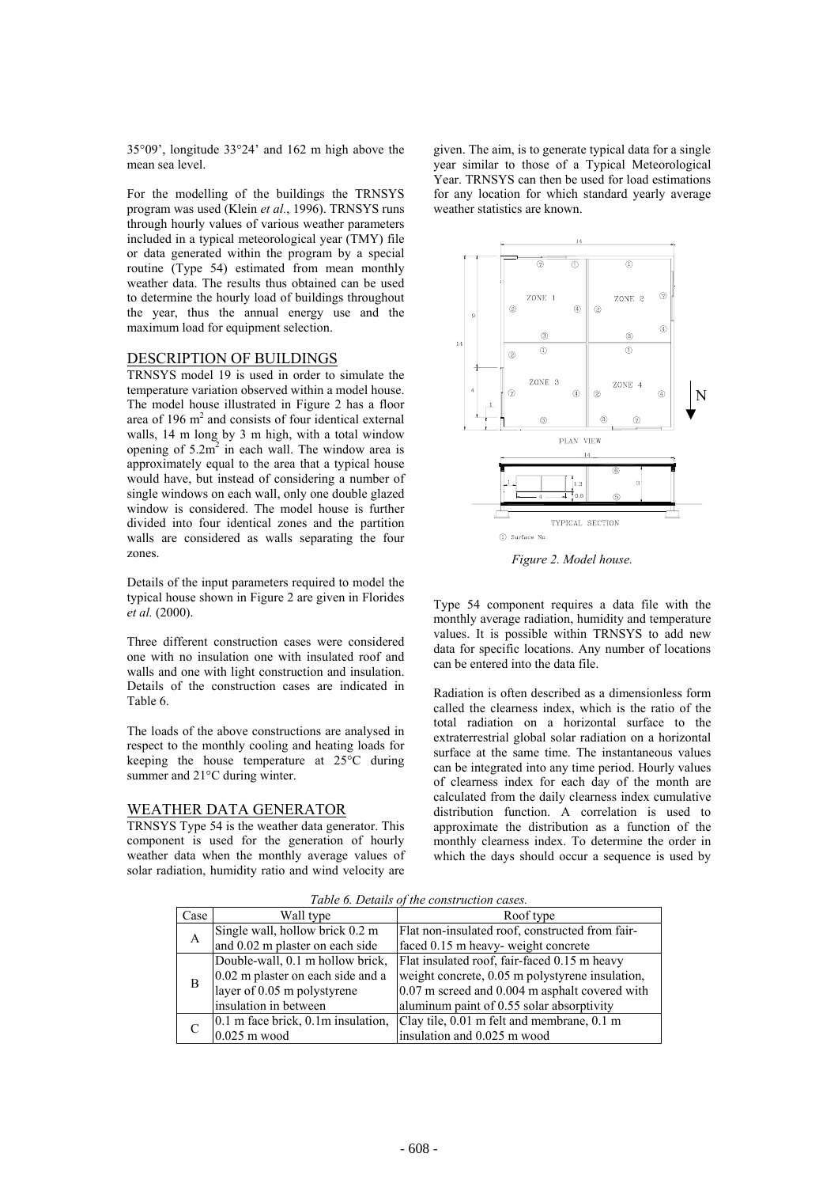35°09', longitude 33°24' and 162 m high above the mean sea level.

For the modelling of the buildings the TRNSYS program was used (Klein *et al.*, 1996). TRNSYS runs through hourly values of various weather parameters included in a typical meteorological year (TMY) file or data generated within the program by a special routine (Type 54) estimated from mean monthly weather data. The results thus obtained can be used to determine the hourly load of buildings throughout the year, thus the annual energy use and the maximum load for equipment selection.

## DESCRIPTION OF BUILDINGS

TRNSYS model 19 is used in order to simulate the temperature variation observed within a model house. The model house illustrated in Figure 2 has a floor area of 196 $m^2$ and consists of four identical external walls, 14 m long by 3 m high, with a total window opening of 5.2$m^2$ in each wall. The window area is approximately equal to the area that a typical house would have, but instead of considering a number of single windows on each wall, only one double glazed window is considered. The model house is further divided into four identical zones and the partition walls are considered as walls separating the four zones.

Details of the input parameters required to model the typical house shown in Figure 2 are given in Florides *et al.* (2000).

Three different construction cases were considered one with no insulation one with insulated roof and walls and one with light construction and insulation. Details of the construction cases are indicated in Table 6.

The loads of the above constructions are analysed in respect to the monthly cooling and heating loads for keeping the house temperature at 25°C during summer and 21°C during winter.

## WEATHER DATA GENERATOR

TRNSYS Type 54 is the weather data generator. This component is used for the generation of hourly weather data when the monthly average values of solar radiation, humidity ratio and wind velocity are given. The aim, is to generate typical data for a single year similar to those of a Typical Meteorological Year. TRNSYS can then be used for load estimations for any location for which standard yearly average weather statistics are known.

*Figure 2. Model house.*

Type 54 component requires a data file with the monthly average radiation, humidity and temperature values. It is possible within TRNSYS to add new data for specific locations. Any number of locations can be entered into the data file.

Radiation is often described as a dimensionless form called the clearness index, which is the ratio of the total radiation on a horizontal surface to the extraterrestrial global solar radiation on a horizontal surface at the same time. The instantaneous values can be integrated into any time period. Hourly values of clearness index for each day of the month are calculated from the daily clearness index cumulative distribution function. A correlation is used to approximate the distribution as a function of the monthly clearness index. To determine the order in which the days should occur a sequence is used by

*Table 6. Details of the construction cases.*

| Case | Wall type | Roof type |
|---|---|---|
| A | Single wall, hollow brick 0.2 m and 0.02 m plaster on each side | Flat non-insulated roof, constructed from fair-faced 0.15 m heavy- weight concrete |
| B | Double-wall, 0.1 m hollow brick, 0.02 m plaster on each side and a layer of 0.05 m polystyrene insulation in between | Flat insulated roof, fair-faced 0.15 m heavy weight concrete, 0.05 m polystyrene insulation, 0.07 m screed and 0.004 m asphalt covered with aluminum paint of 0.55 solar absorptivity |
| C | 0.1 m face brick, 0.1m insulation, 0.025 m wood | Clay tile, 0.01 m felt and membrane, 0.1 m insulation and 0.025 m wood |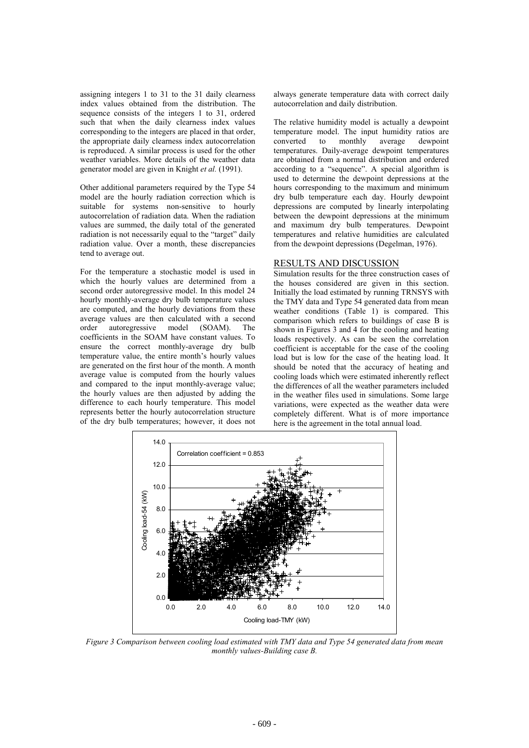assigning integers 1 to 31 to the 31 daily clearness index values obtained from the distribution. The sequence consists of the integers 1 to 31, ordered such that when the daily clearness index values corresponding to the integers are placed in that order, the appropriate daily clearness index autocorrelation is reproduced. A similar process is used for the other weather variables. More details of the weather data generator model are given in Knight *et al.* (1991).

Other additional parameters required by the Type 54 model are the hourly radiation correction which is suitable for systems non-sensitive to hourly autocorrelation of radiation data. When the radiation values are summed, the daily total of the generated radiation is not necessarily equal to the "target" daily radiation value. Over a month, these discrepancies tend to average out.

For the temperature a stochastic model is used in which the hourly values are determined from a second order autoregressive model. In this model 24 hourly monthly-average dry bulb temperature values are computed, and the hourly deviations from these average values are then calculated with a second order autoregressive model (SOAM). The coefficients in the SOAM have constant values. To ensure the correct monthly-average dry bulb temperature value, the entire month's hourly values are generated on the first hour of the month. A month average value is computed from the hourly values and compared to the input monthly-average value; the hourly values are then adjusted by adding the difference to each hourly temperature. This model represents better the hourly autocorrelation structure of the dry bulb temperatures; however, it does not always generate temperature data with correct daily autocorrelation and daily distribution.

The relative humidity model is actually a dewpoint temperature model. The input humidity ratios are converted to monthly average dewpoint temperatures. Daily-average dewpoint temperatures are obtained from a normal distribution and ordered according to a "sequence". A special algorithm is used to determine the dewpoint depressions at the hours corresponding to the maximum and minimum dry bulb temperature each day. Hourly dewpoint depressions are computed by linearly interpolating between the dewpoint depressions at the minimum and maximum dry bulb temperatures. Dewpoint temperatures and relative humidities are calculated from the dewpoint depressions (Degelman, 1976).

## RESULTS AND DISCUSSION

Simulation results for the three construction cases of the houses considered are given in this section. Initially the load estimated by running TRNSYS with the TMY data and Type 54 generated data from mean weather conditions (Table 1) is compared. This comparison which refers to buildings of case B is shown in Figures 3 and 4 for the cooling and heating loads respectively. As can be seen the correlation coefficient is acceptable for the case of the cooling load but is low for the case of the heating load. It should be noted that the accuracy of heating and cooling loads which were estimated inherently reflect the differences of all the weather parameters included in the weather files used in simulations. Some large variations, were expected as the weather data were completely different. What is of more importance here is the agreement in the total annual load.

*Figure 3 Comparison between cooling load estimated with TMY data and Type 54 generated data from mean monthly values-Building case B.*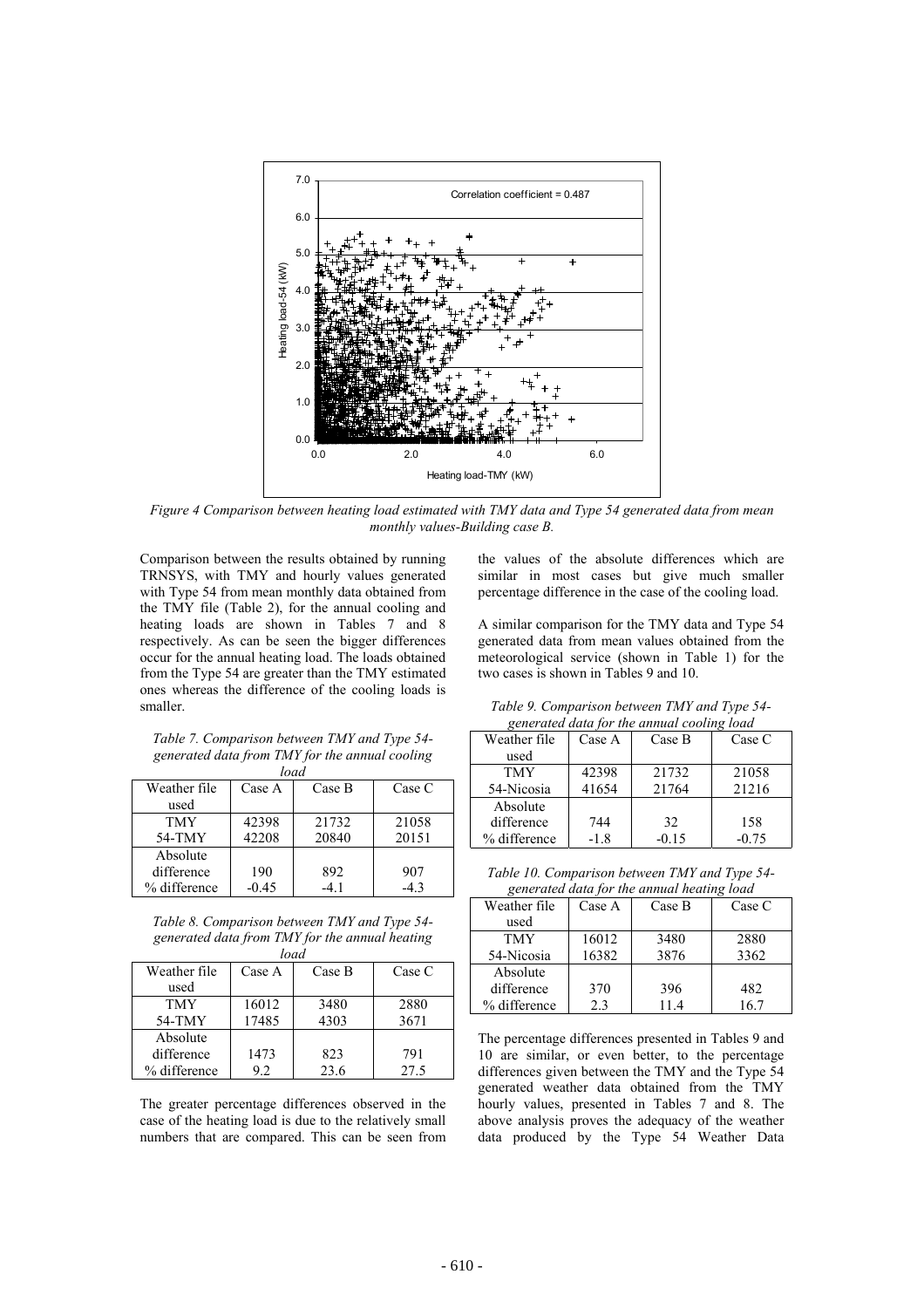*Figure 4 Comparison between heating load estimated with TMY data and Type 54 generated data from mean monthly values-Building case B.*

Comparison between the results obtained by running TRNSYS, with TMY and hourly values generated with Type 54 from mean monthly data obtained from the TMY file (Table 2), for the annual cooling and heating loads are shown in Tables 7 and 8 respectively. As can be seen the bigger differences occur for the annual heating load. The loads obtained from the Type 54 are greater than the TMY estimated ones whereas the difference of the cooling loads is smaller.

*Table 7. Comparison between TMY and Type 54-generated data from TMY for the annual cooling load*

| Weather file used | Case A | Case B | Case C |
|---|---|---|---|
| TMY | 42398 | 21732 | 21058 |
| 54-TMY | 42208 | 20840 | 20151 |
| Absolute difference | 190 | 892 | 907 |
| % difference | -0.45 | -4.1 | -4.3 |

*Table 8. Comparison between TMY and Type 54-generated data from TMY for the annual heating load*

| Weather file used | Case A | Case B | Case C |
|---|---|---|---|
| TMY | 16012 | 3480 | 2880 |
| 54-TMY | 17485 | 4303 | 3671 |
| Absolute difference | 1473 | 823 | 791 |
| % difference | 9.2 | 23.6 | 27.5 |

The greater percentage differences observed in the case of the heating load is due to the relatively small numbers that are compared. This can be seen from the values of the absolute differences which are similar in most cases but give much smaller percentage difference in the case of the cooling load.

A similar comparison for the TMY data and Type 54 generated data from mean values obtained from the meteorological service (shown in Table 1) for the two cases is shown in Tables 9 and 10.

*Table 9. Comparison between TMY and Type 54-generated data for the annual cooling load*

| Weather file used | Case A | Case B | Case C |
|---|---|---|---|
| TMY | 42398 | 21732 | 21058 |
| 54-Nicosia | 41654 | 21764 | 21216 |
| Absolute difference | 744 | 32 | 158 |
| % difference | -1.8 | -0.15 | -0.75 |

*Table 10. Comparison between TMY and Type 54-generated data for the annual heating load*

| Weather file used | Case A | Case B | Case C |
|---|---|---|---|
| TMY | 16012 | 3480 | 2880 |
| 54-Nicosia | 16382 | 3876 | 3362 |
| Absolute difference | 370 | 396 | 482 |
| % difference | 2.3 | 11.4 | 16.7 |

The percentage differences presented in Tables 9 and 10 are similar, or even better, to the percentage differences given between the TMY and the Type 54 generated weather data obtained from the TMY hourly values, presented in Tables 7 and 8. The above analysis proves the adequacy of the weather data produced by the Type 54 Weather Data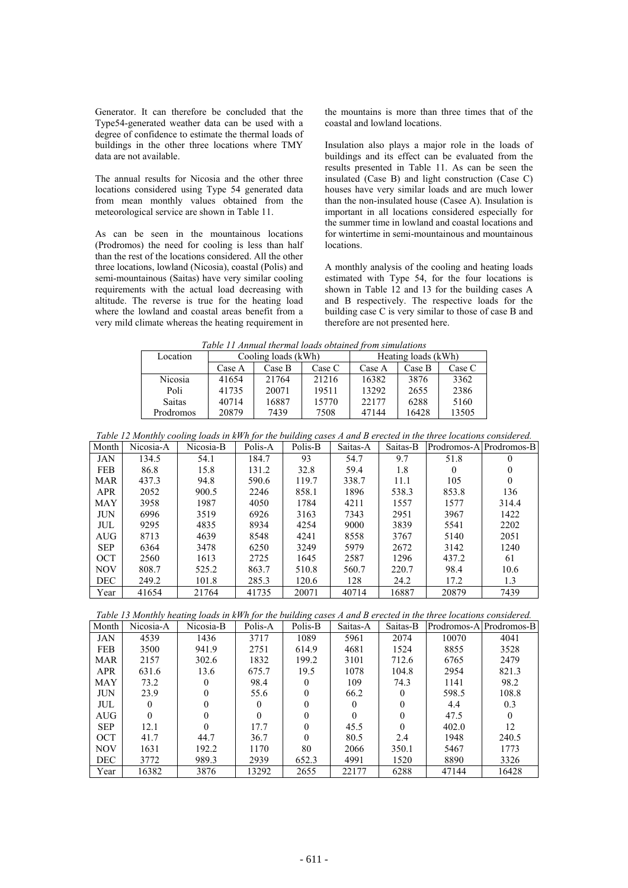Generator. It can therefore be concluded that the Type54-generated weather data can be used with a degree of confidence to estimate the thermal loads of buildings in the other three locations where TMY data are not available.

The annual results for Nicosia and the other three locations considered using Type 54 generated data from mean monthly values obtained from the meteorological service are shown in Table 11.

As can be seen in the mountainous locations (Prodromos) the need for cooling is less than half than the rest of the locations considered. All the other three locations, lowland (Nicosia), coastal (Polis) and semi-mountainous (Saitas) have very similar cooling requirements with the actual load decreasing with altitude. The reverse is true for the heating load where the lowland and coastal areas benefit from a very mild climate whereas the heating requirement in the mountains is more than three times that of the coastal and lowland locations.

Insulation also plays a major role in the loads of buildings and its effect can be evaluated from the results presented in Table 11. As can be seen the insulated (Case B) and light construction (Case C) houses have very similar loads and are much lower than the non-insulated house (Casee A). Insulation is important in all locations considered especially for the summer time in lowland and coastal locations and for wintertime in semi-mountainous and mountainous locations.

A monthly analysis of the cooling and heating loads estimated with Type 54, for the four locations is shown in Table 12 and 13 for the building cases A and B respectively. The respective loads for the building case C is very similar to those of case B and therefore are not presented here.

*Table 11 Annual thermal loads obtained from simulations*

| Location | Cooling loads (kWh) | | | Heating loads (kWh) | | |
|---|---|---|---|---|---|---|
| | Case A | Case B | Case C | Case A | Case B | Case C |
| Nicosia | 41654 | 21764 | 21216 | 16382 | 3876 | 3362 |
| Poli | 41735 | 20071 | 19511 | 13292 | 2655 | 2386 |
| Saitas | 40714 | 16887 | 15770 | 22177 | 6288 | 5160 |
| Prodromos | 20879 | 7439 | 7508 | 47144 | 16428 | 13505 |

*Table 12 Monthly cooling loads in kWh for the building cases A and B erected in the three locations considered.*

| Month | Nicosia-A | Nicosia-B | Polis-A | Polis-B | Saitas-A | Saitas-B | Prodromos-A | Prodromos-B |
|---|---|---|---|---|---|---|---|---|
| JAN | 134.5 | 54.1 | 184.7 | 93 | 54.7 | 9.7 | 51.8 | 0 |
| FEB | 86.8 | 15.8 | 131.2 | 32.8 | 59.4 | 1.8 | 0 | 0 |
| MAR | 437.3 | 94.8 | 590.6 | 119.7 | 338.7 | 11.1 | 105 | 0 |
| APR | 2052 | 900.5 | 2246 | 858.1 | 1896 | 538.3 | 853.8 | 136 |
| MAY | 3958 | 1987 | 4050 | 1784 | 4211 | 1557 | 1577 | 314.4 |
| JUN | 6996 | 3519 | 6926 | 3163 | 7343 | 2951 | 3967 | 1422 |
| JUL | 9295 | 4835 | 8934 | 4254 | 9000 | 3839 | 5541 | 2202 |
| AUG | 8713 | 4639 | 8548 | 4241 | 8558 | 3767 | 5140 | 2051 |
| SEP | 6364 | 3478 | 6250 | 3249 | 5979 | 2672 | 3142 | 1240 |
| OCT | 2560 | 1613 | 2725 | 1645 | 2587 | 1296 | 437.2 | 61 |
| NOV | 808.7 | 525.2 | 863.7 | 510.8 | 560.7 | 220.7 | 98.4 | 10.6 |
| DEC | 249.2 | 101.8 | 285.3 | 120.6 | 128 | 24.2 | 17.2 | 1.3 |
| Year | 41654 | 21764 | 41735 | 20071 | 40714 | 16887 | 20879 | 7439 |

*Table 13 Monthly heating loads in kWh for the building cases A and B erected in the three locations considered.*

| Month | Nicosia-A | Nicosia-B | Polis-A | Polis-B | Saitas-A | Saitas-B | Prodromos-A | Prodromos-B |
|---|---|---|---|---|---|---|---|---|
| JAN | 4539 | 1436 | 3717 | 1089 | 5961 | 2074 | 10070 | 4041 |
| FEB | 3500 | 941.9 | 2751 | 614.9 | 4681 | 1524 | 8855 | 3528 |
| MAR | 2157 | 302.6 | 1832 | 199.2 | 3101 | 712.6 | 6765 | 2479 |
| APR | 631.6 | 13.6 | 675.7 | 19.5 | 1078 | 104.8 | 2954 | 821.3 |
| MAY | 73.2 | 0 | 98.4 | 0 | 109 | 74.3 | 1141 | 98.2 |
| JUN | 23.9 | 0 | 55.6 | 0 | 66.2 | 0 | 598.5 | 108.8 |
| JUL | 0 | 0 | 0 | 0 | 0 | 0 | 4.4 | 0.3 |
| AUG | 0 | 0 | 0 | 0 | 0 | 0 | 47.5 | 0 |
| SEP | 12.1 | 0 | 17.7 | 0 | 45.5 | 0 | 402.0 | 12 |
| OCT | 41.7 | 44.7 | 36.7 | 0 | 80.5 | 2.4 | 1948 | 240.5 |
| NOV | 1631 | 192.2 | 1170 | 80 | 2066 | 350.1 | 5467 | 1773 |
| DEC | 3772 | 989.3 | 2939 | 652.3 | 4991 | 1520 | 8890 | 3326 |
| Year | 16382 | 3876 | 13292 | 2655 | 22177 | 6288 | 47144 | 16428 |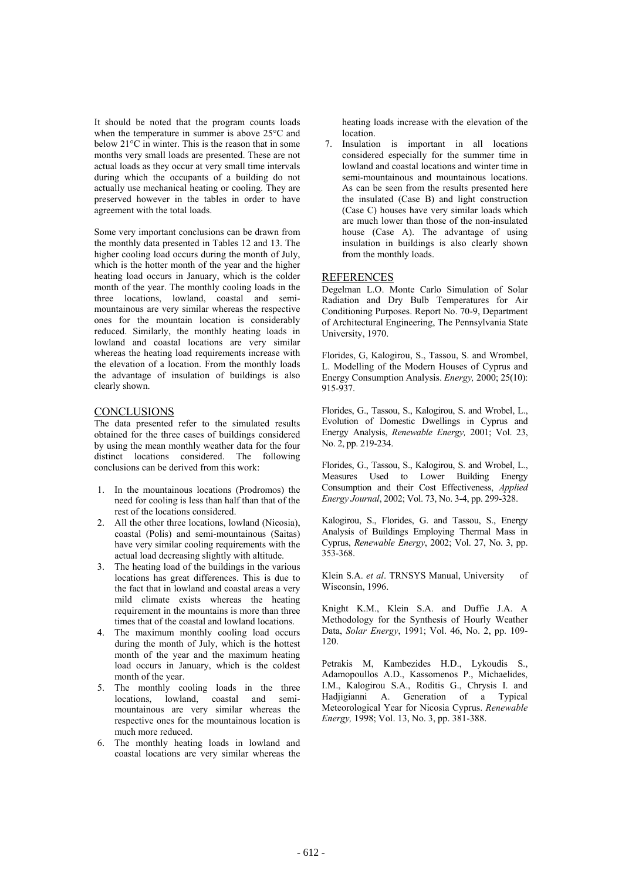It should be noted that the program counts loads when the temperature in summer is above 25°C and below 21°C in winter. This is the reason that in some months very small loads are presented. These are not actual loads as they occur at very small time intervals during which the occupants of a building do not actually use mechanical heating or cooling. They are preserved however in the tables in order to have agreement with the total loads.

Some very important conclusions can be drawn from the monthly data presented in Tables 12 and 13. The higher cooling load occurs during the month of July, which is the hotter month of the year and the higher heating load occurs in January, which is the colder month of the year. The monthly cooling loads in the three locations, lowland, coastal and semi-mountainous are very similar whereas the respective ones for the mountain location is considerably reduced. Similarly, the monthly heating loads in lowland and coastal locations are very similar whereas the heating load requirements increase with the elevation of a location. From the monthly loads the advantage of insulation of buildings is also clearly shown.

## CONCLUSIONS

The data presented refer to the simulated results obtained for the three cases of buildings considered by using the mean monthly weather data for the four distinct locations considered. The following conclusions can be derived from this work:

1. In the mountainous locations (Prodromos) the need for cooling is less than half than that of the rest of the locations considered.
2. All the other three locations, lowland (Nicosia), coastal (Polis) and semi-mountainous (Saitas) have very similar cooling requirements with the actual load decreasing slightly with altitude.
3. The heating load of the buildings in the various locations has great differences. This is due to the fact that in lowland and coastal areas a very mild climate exists whereas the heating requirement in the mountains is more than three times that of the coastal and lowland locations.
4. The maximum monthly cooling load occurs during the month of July, which is the hottest month of the year and the maximum heating load occurs in January, which is the coldest month of the year.
5. The monthly cooling loads in the three locations, lowland, coastal and semi-mountainous are very similar whereas the respective ones for the mountainous location is much more reduced.
6. The monthly heating loads in lowland and coastal locations are very similar whereas the heating loads increase with the elevation of the location.
7. Insulation is important in all locations considered especially for the summer time in lowland and coastal locations and winter time in semi-mountainous and mountainous locations. As can be seen from the results presented here the insulated (Case B) and light construction (Case C) houses have very similar loads which are much lower than those of the non-insulated house (Case A). The advantage of using insulation in buildings is also clearly shown from the monthly loads.

## REFERENCES

Degelman L.O. Monte Carlo Simulation of Solar Radiation and Dry Bulb Temperatures for Air Conditioning Purposes. Report No. 70-9, Department of Architectural Engineering, The Pennsylvania State University, 1970.

Florides, G, Kalogirou, S., Tassou, S. and Wrombel, L. Modelling of the Modern Houses of Cyprus and Energy Consumption Analysis. *Energy,* 2000; 25(10): 915-937.

Florides, G., Tassou, S., Kalogirou, S. and Wrobel, L., Evolution of Domestic Dwellings in Cyprus and Energy Analysis, *Renewable Energy,* 2001; Vol. 23, No. 2, pp. 219-234.

Florides, G., Tassou, S., Kalogirou, S. and Wrobel, L., Measures Used to Lower Building Energy Consumption and their Cost Effectiveness, *Applied Energy Journal*, 2002; Vol. 73, No. 3-4, pp. 299-328.

Kalogirou, S., Florides, G. and Tassou, S., Energy Analysis of Buildings Employing Thermal Mass in Cyprus, *Renewable Energy*, 2002; Vol. 27, No. 3, pp. 353-368.

Klein S.A. *et al*. TRNSYS Manual, University of Wisconsin, 1996.

Knight K.M., Klein S.A. and Duffie J.A. A Methodology for the Synthesis of Hourly Weather Data, *Solar Energy*, 1991; Vol. 46, No. 2, pp. 109-120.

Petrakis M, Kambezides H.D., Lykoudis S., Adamopoullos A.D., Kassomenos P., Michaelides, I.M., Kalogirou S.A., Roditis G., Chrysis I. and Hadjigianni A. Generation of a Typical Meteorological Year for Nicosia Cyprus. *Renewable Energy,* 1998; Vol. 13, No. 3, pp. 381-388.